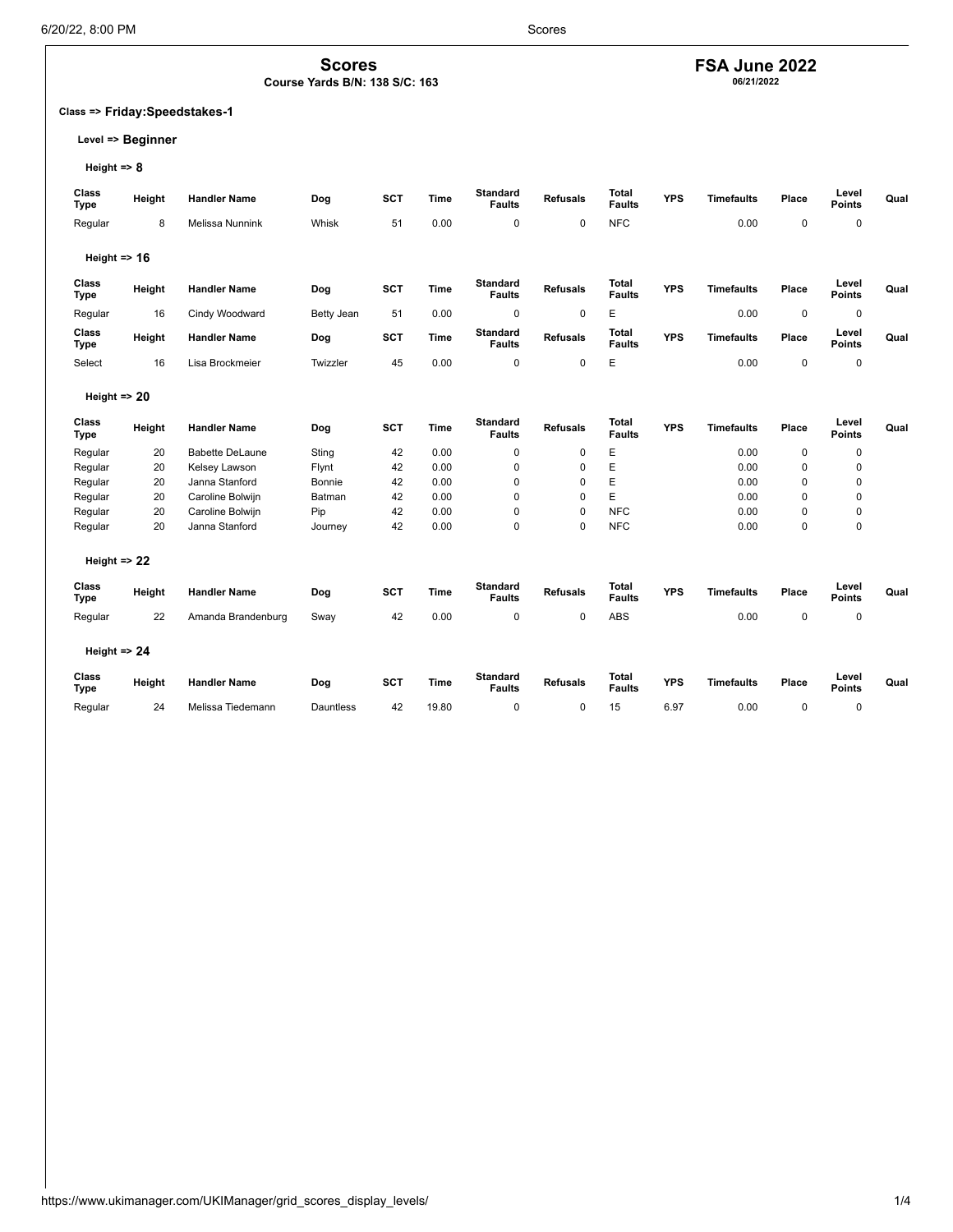# Scores

**Course Yards B/N: 138 S/C: 163**

## FSA June 2022

**06/21/2022**

**Class => Friday:Speedstakes-1**

**Level => Beginner**

**Height => 8**

| Class Type | Height | Handler Name | Dog | SCT | Time | Standard Faults | Refusals | Total Faults | YPS | Timefaults | Place | Level Points | Qual |
|---|---|---|---|---|---|---|---|---|---|---|---|---|---|
| Regular | 8 | Melissa Nunnink | Whisk | 51 | 0.00 | 0 | 0 | NFC | | 0.00 | 0 | 0 | |

**Height => 16**

| Class Type | Height | Handler Name | Dog | SCT | Time | Standard Faults | Refusals | Total Faults | YPS | Timefaults | Place | Level Points | Qual |
|---|---|---|---|---|---|---|---|---|---|---|---|---|---|
| Regular | 16 | Cindy Woodward | Betty Jean | 51 | 0.00 | 0 | 0 | E | | 0.00 | 0 | 0 | |

| Class Type | Height | Handler Name | Dog | SCT | Time | Standard Faults | Refusals | Total Faults | YPS | Timefaults | Place | Level Points | Qual |
|---|---|---|---|---|---|---|---|---|---|---|---|---|---|
| Select | 16 | Lisa Brockmeier | Twizzler | 45 | 0.00 | 0 | 0 | E | | 0.00 | 0 | 0 | |

**Height => 20**

| Class Type | Height | Handler Name | Dog | SCT | Time | Standard Faults | Refusals | Total Faults | YPS | Timefaults | Place | Level Points | Qual |
|---|---|---|---|---|---|---|---|---|---|---|---|---|---|
| Regular | 20 | Babette DeLaune | Sting | 42 | 0.00 | 0 | 0 | E | | 0.00 | 0 | 0 | |
| Regular | 20 | Kelsey Lawson | Flynt | 42 | 0.00 | 0 | 0 | E | | 0.00 | 0 | 0 | |
| Regular | 20 | Janna Stanford | Bonnie | 42 | 0.00 | 0 | 0 | E | | 0.00 | 0 | 0 | |
| Regular | 20 | Caroline Bolwijn | Batman | 42 | 0.00 | 0 | 0 | E | | 0.00 | 0 | 0 | |
| Regular | 20 | Caroline Bolwijn | Pip | 42 | 0.00 | 0 | 0 | NFC | | 0.00 | 0 | 0 | |
| Regular | 20 | Janna Stanford | Journey | 42 | 0.00 | 0 | 0 | NFC | | 0.00 | 0 | 0 | |

**Height => 22**

| Class Type | Height | Handler Name | Dog | SCT | Time | Standard Faults | Refusals | Total Faults | YPS | Timefaults | Place | Level Points | Qual |
|---|---|---|---|---|---|---|---|---|---|---|---|---|---|
| Regular | 22 | Amanda Brandenburg | Sway | 42 | 0.00 | 0 | 0 | ABS | | 0.00 | 0 | 0 | |

**Height => 24**

| Class Type | Height | Handler Name | Dog | SCT | Time | Standard Faults | Refusals | Total Faults | YPS | Timefaults | Place | Level Points | Qual |
|---|---|---|---|---|---|---|---|---|---|---|---|---|---|
| Regular | 24 | Melissa Tiedemann | Dauntless | 42 | 19.80 | 0 | 0 | 15 | 6.97 | 0.00 | 0 | 0 | |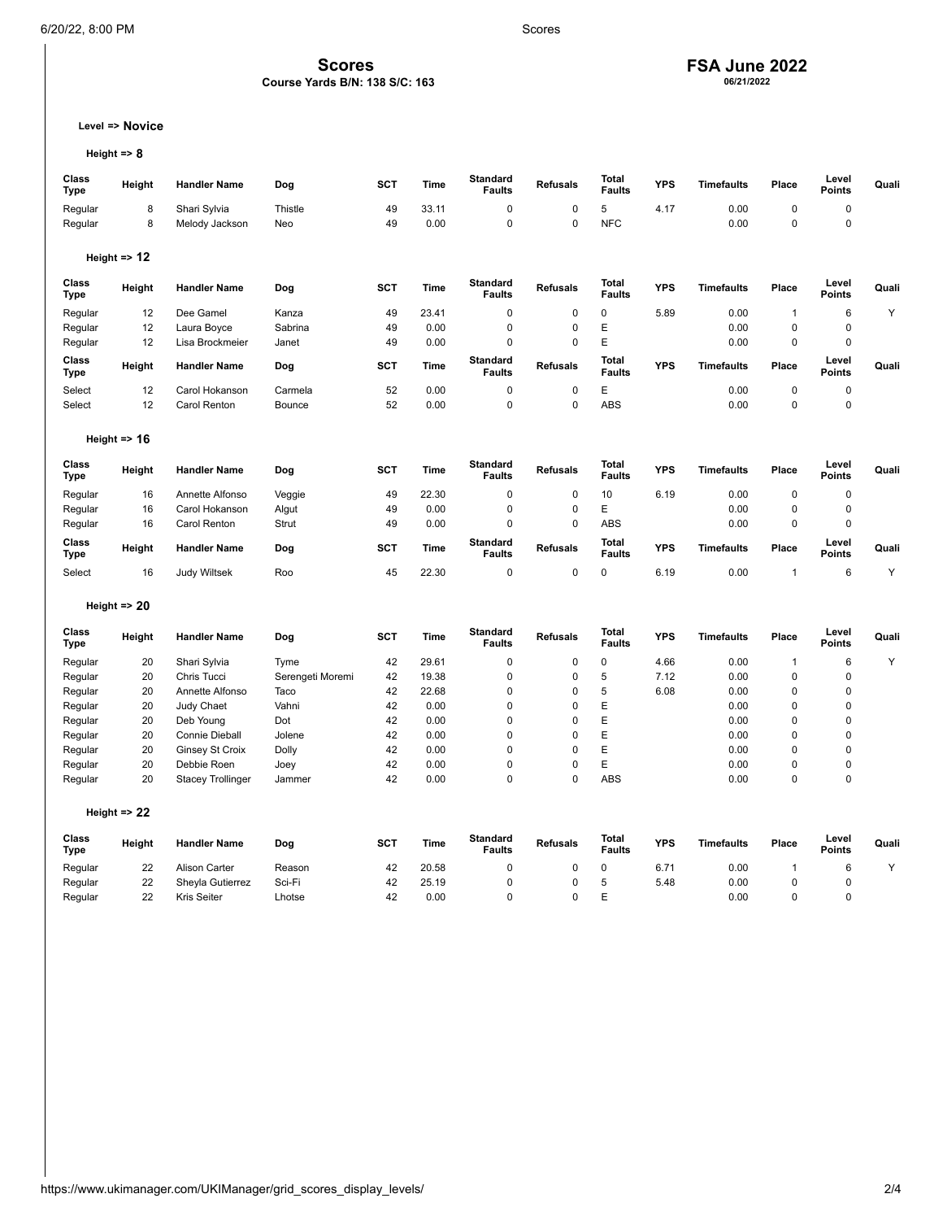# Scores

**Course Yards B/N: 138 S/C: 163**

## FSA June 2022

**06/21/2022**

**Level => Novice**

**Height => 8**

| Class Type | Height | Handler Name | Dog | SCT | Time | Standard Faults | Refusals | Total Faults | YPS | Timefaults | Place | Level Points | Quali |
|---|---|---|---|---|---|---|---|---|---|---|---|---|---|
| Regular | 8 | Shari Sylvia | Thistle | 49 | 33.11 | 0 | 0 | 5 | 4.17 | 0.00 | 0 | 0 | |
| Regular | 8 | Melody Jackson | Neo | 49 | 0.00 | 0 | 0 | NFC | | 0.00 | 0 | 0 | |

**Height => 12**

| Class Type | Height | Handler Name | Dog | SCT | Time | Standard Faults | Refusals | Total Faults | YPS | Timefaults | Place | Level Points | Quali |
|---|---|---|---|---|---|---|---|---|---|---|---|---|---|
| Regular | 12 | Dee Gamel | Kanza | 49 | 23.41 | 0 | 0 | 0 | 5.89 | 0.00 | 1 | 6 | Y |
| Regular | 12 | Laura Boyce | Sabrina | 49 | 0.00 | 0 | 0 | E | | 0.00 | 0 | 0 | |
| Regular | 12 | Lisa Brockmeier | Janet | 49 | 0.00 | 0 | 0 | E | | 0.00 | 0 | 0 | |

| Class Type | Height | Handler Name | Dog | SCT | Time | Standard Faults | Refusals | Total Faults | YPS | Timefaults | Place | Level Points | Quali |
|---|---|---|---|---|---|---|---|---|---|---|---|---|---|
| Select | 12 | Carol Hokanson | Carmela | 52 | 0.00 | 0 | 0 | E | | 0.00 | 0 | 0 | |
| Select | 12 | Carol Renton | Bounce | 52 | 0.00 | 0 | 0 | ABS | | 0.00 | 0 | 0 | |

**Height => 16**

| Class Type | Height | Handler Name | Dog | SCT | Time | Standard Faults | Refusals | Total Faults | YPS | Timefaults | Place | Level Points | Quali |
|---|---|---|---|---|---|---|---|---|---|---|---|---|---|
| Regular | 16 | Annette Alfonso | Veggie | 49 | 22.30 | 0 | 0 | 10 | 6.19 | 0.00 | 0 | 0 | |
| Regular | 16 | Carol Hokanson | Algut | 49 | 0.00 | 0 | 0 | E | | 0.00 | 0 | 0 | |
| Regular | 16 | Carol Renton | Strut | 49 | 0.00 | 0 | 0 | ABS | | 0.00 | 0 | 0 | |

| Class Type | Height | Handler Name | Dog | SCT | Time | Standard Faults | Refusals | Total Faults | YPS | Timefaults | Place | Level Points | Quali |
|---|---|---|---|---|---|---|---|---|---|---|---|---|---|
| Select | 16 | Judy Wiltsek | Roo | 45 | 22.30 | 0 | 0 | 0 | 6.19 | 0.00 | 1 | 6 | Y |

**Height => 20**

| Class Type | Height | Handler Name | Dog | SCT | Time | Standard Faults | Refusals | Total Faults | YPS | Timefaults | Place | Level Points | Quali |
|---|---|---|---|---|---|---|---|---|---|---|---|---|---|
| Regular | 20 | Shari Sylvia | Tyme | 42 | 29.61 | 0 | 0 | 0 | 4.66 | 0.00 | 1 | 6 | Y |
| Regular | 20 | Chris Tucci | Serengeti Moremi | 42 | 19.38 | 0 | 0 | 5 | 7.12 | 0.00 | 0 | 0 | |
| Regular | 20 | Annette Alfonso | Taco | 42 | 22.68 | 0 | 0 | 5 | 6.08 | 0.00 | 0 | 0 | |
| Regular | 20 | Judy Chaet | Vahni | 42 | 0.00 | 0 | 0 | E | | 0.00 | 0 | 0 | |
| Regular | 20 | Deb Young | Dot | 42 | 0.00 | 0 | 0 | E | | 0.00 | 0 | 0 | |
| Regular | 20 | Connie Dieball | Jolene | 42 | 0.00 | 0 | 0 | E | | 0.00 | 0 | 0 | |
| Regular | 20 | Ginsey St Croix | Dolly | 42 | 0.00 | 0 | 0 | E | | 0.00 | 0 | 0 | |
| Regular | 20 | Debbie Roen | Joey | 42 | 0.00 | 0 | 0 | E | | 0.00 | 0 | 0 | |
| Regular | 20 | Stacey Trollinger | Jammer | 42 | 0.00 | 0 | 0 | ABS | | 0.00 | 0 | 0 | |

**Height => 22**

| Class Type | Height | Handler Name | Dog | SCT | Time | Standard Faults | Refusals | Total Faults | YPS | Timefaults | Place | Level Points | Quali |
|---|---|---|---|---|---|---|---|---|---|---|---|---|---|
| Regular | 22 | Alison Carter | Reason | 42 | 20.58 | 0 | 0 | 0 | 6.71 | 0.00 | 1 | 6 | Y |
| Regular | 22 | Sheyla Gutierrez | Sci-Fi | 42 | 25.19 | 0 | 0 | 5 | 5.48 | 0.00 | 0 | 0 | |
| Regular | 22 | Kris Seiter | Lhotse | 42 | 0.00 | 0 | 0 | E | | 0.00 | 0 | 0 | |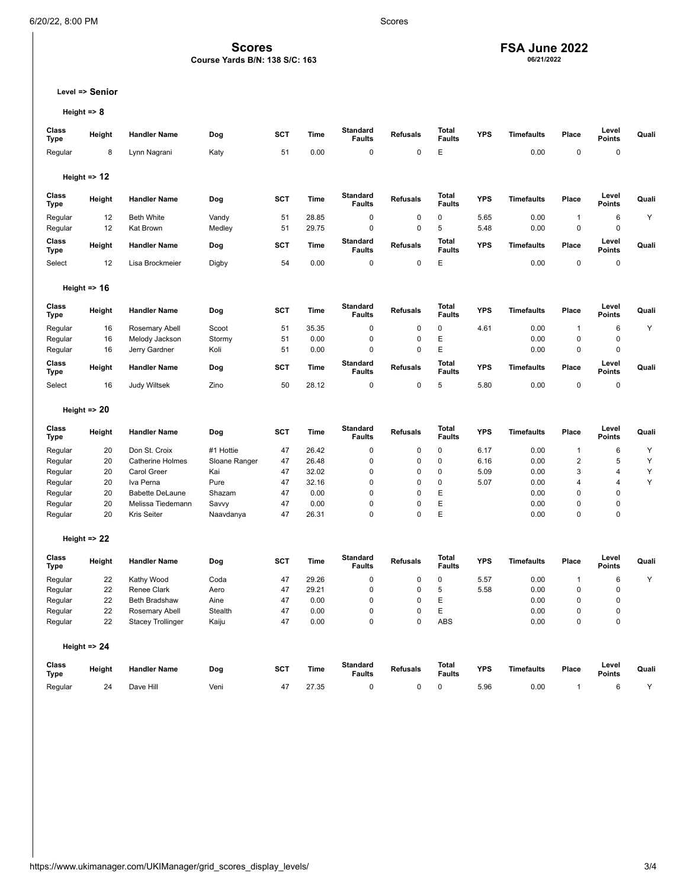# Scores

**Course Yards B/N: 138 S/C: 163**

## FSA June 2022

**06/21/2022**

**Level => Senior**

**Height => 8**

| Class Type | Height | Handler Name | Dog | SCT | Time | Standard Faults | Refusals | Total Faults | YPS | Timefaults | Place | Level Points | Quali |
|---|---|---|---|---|---|---|---|---|---|---|---|---|---|
| Regular | 8 | Lynn Nagrani | Katy | 51 | 0.00 | 0 | 0 | E | | 0.00 | 0 | 0 | |

**Height => 12**

| Class Type | Height | Handler Name | Dog | SCT | Time | Standard Faults | Refusals | Total Faults | YPS | Timefaults | Place | Level Points | Quali |
|---|---|---|---|---|---|---|---|---|---|---|---|---|---|
| Regular | 12 | Beth White | Vandy | 51 | 28.85 | 0 | 0 | 0 | 5.65 | 0.00 | 1 | 6 | Y |
| Regular | 12 | Kat Brown | Medley | 51 | 29.75 | 0 | 0 | 5 | 5.48 | 0.00 | 0 | 0 | |

| Class Type | Height | Handler Name | Dog | SCT | Time | Standard Faults | Refusals | Total Faults | YPS | Timefaults | Place | Level Points | Quali |
|---|---|---|---|---|---|---|---|---|---|---|---|---|---|
| Select | 12 | Lisa Brockmeier | Digby | 54 | 0.00 | 0 | 0 | E | | 0.00 | 0 | 0 | |

**Height => 16**

| Class Type | Height | Handler Name | Dog | SCT | Time | Standard Faults | Refusals | Total Faults | YPS | Timefaults | Place | Level Points | Quali |
|---|---|---|---|---|---|---|---|---|---|---|---|---|---|
| Regular | 16 | Rosemary Abell | Scoot | 51 | 35.35 | 0 | 0 | 0 | 4.61 | 0.00 | 1 | 6 | Y |
| Regular | 16 | Melody Jackson | Stormy | 51 | 0.00 | 0 | 0 | E | | 0.00 | 0 | 0 | |
| Regular | 16 | Jerry Gardner | Koli | 51 | 0.00 | 0 | 0 | E | | 0.00 | 0 | 0 | |

| Class Type | Height | Handler Name | Dog | SCT | Time | Standard Faults | Refusals | Total Faults | YPS | Timefaults | Place | Level Points | Quali |
|---|---|---|---|---|---|---|---|---|---|---|---|---|---|
| Select | 16 | Judy Wiltsek | Zino | 50 | 28.12 | 0 | 0 | 5 | 5.80 | 0.00 | 0 | 0 | |

**Height => 20**

| Class Type | Height | Handler Name | Dog | SCT | Time | Standard Faults | Refusals | Total Faults | YPS | Timefaults | Place | Level Points | Quali |
|---|---|---|---|---|---|---|---|---|---|---|---|---|---|
| Regular | 20 | Don St. Croix | #1 Hottie | 47 | 26.42 | 0 | 0 | 0 | 6.17 | 0.00 | 1 | 6 | Y |
| Regular | 20 | Catherine Holmes | Sloane Ranger | 47 | 26.48 | 0 | 0 | 0 | 6.16 | 0.00 | 2 | 5 | Y |
| Regular | 20 | Carol Greer | Kai | 47 | 32.02 | 0 | 0 | 0 | 5.09 | 0.00 | 3 | 4 | Y |
| Regular | 20 | Iva Perna | Pure | 47 | 32.16 | 0 | 0 | 0 | 5.07 | 0.00 | 4 | 4 | Y |
| Regular | 20 | Babette DeLaune | Shazam | 47 | 0.00 | 0 | 0 | E | | 0.00 | 0 | 0 | |
| Regular | 20 | Melissa Tiedemann | Savvy | 47 | 0.00 | 0 | 0 | E | | 0.00 | 0 | 0 | |
| Regular | 20 | Kris Seiter | Naavdanya | 47 | 26.31 | 0 | 0 | E | | 0.00 | 0 | 0 | |

**Height => 22**

| Class Type | Height | Handler Name | Dog | SCT | Time | Standard Faults | Refusals | Total Faults | YPS | Timefaults | Place | Level Points | Quali |
|---|---|---|---|---|---|---|---|---|---|---|---|---|---|
| Regular | 22 | Kathy Wood | Coda | 47 | 29.26 | 0 | 0 | 0 | 5.57 | 0.00 | 1 | 6 | Y |
| Regular | 22 | Renee Clark | Aero | 47 | 29.21 | 0 | 0 | 5 | 5.58 | 0.00 | 0 | 0 | |
| Regular | 22 | Beth Bradshaw | Aine | 47 | 0.00 | 0 | 0 | E | | 0.00 | 0 | 0 | |
| Regular | 22 | Rosemary Abell | Stealth | 47 | 0.00 | 0 | 0 | E | | 0.00 | 0 | 0 | |
| Regular | 22 | Stacey Trollinger | Kaiju | 47 | 0.00 | 0 | 0 | ABS | | 0.00 | 0 | 0 | |

**Height => 24**

| Class Type | Height | Handler Name | Dog | SCT | Time | Standard Faults | Refusals | Total Faults | YPS | Timefaults | Place | Level Points | Quali |
|---|---|---|---|---|---|---|---|---|---|---|---|---|---|
| Regular | 24 | Dave Hill | Veni | 47 | 27.35 | 0 | 0 | 0 | 5.96 | 0.00 | 1 | 6 | Y |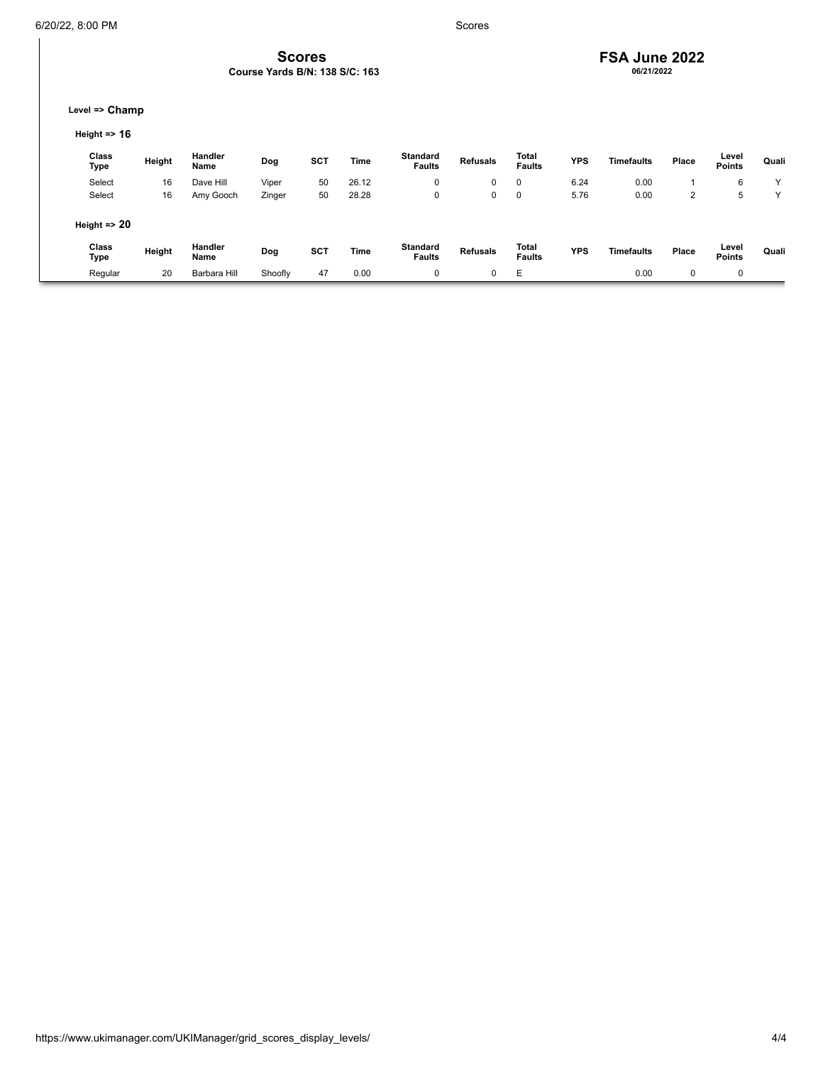# Scores

**Course Yards B/N: 138 S/C: 163**

## FSA June 2022

**06/21/2022**

**Level => Champ**

**Height => 16**

| Class Type | Height | Handler Name | Dog | SCT | Time | Standard Faults | Refusals | Total Faults | YPS | Timefaults | Place | Level Points | Quali |
|---|---|---|---|---|---|---|---|---|---|---|---|---|---|
| Select | 16 | Dave Hill | Viper | 50 | 26.12 | 0 | 0 | 0 | 6.24 | 0.00 | 1 | 6 | Y |
| Select | 16 | Amy Gooch | Zinger | 50 | 28.28 | 0 | 0 | 0 | 5.76 | 0.00 | 2 | 5 | Y |

**Height => 20**

| Class Type | Height | Handler Name | Dog | SCT | Time | Standard Faults | Refusals | Total Faults | YPS | Timefaults | Place | Level Points | Quali |
|---|---|---|---|---|---|---|---|---|---|---|---|---|---|
| Regular | 20 | Barbara Hill | Shoofly | 47 | 0.00 | 0 | 0 | E | | 0.00 | 0 | 0 | |